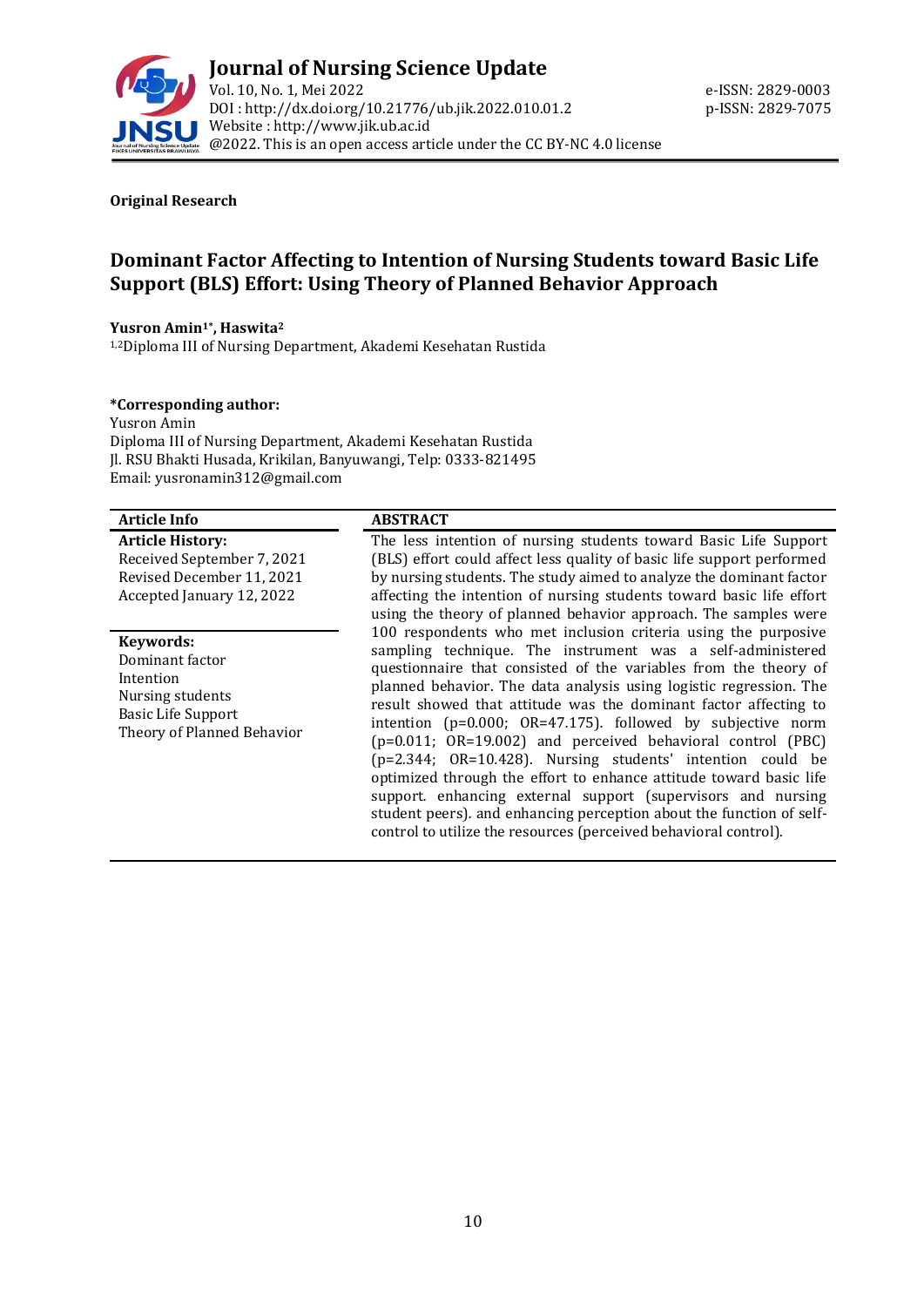Journal of Nursing Science Update
Vol. 10, No. 1, Mei 2022
DOI : http://dx.doi.org/10.21776/ub.jik.2022.010.01.2
Website : http://www.jik.ub.ac.id
@2022. This is an open access article under the CC BY-NC 4.0 license

e-ISSN: 2829-0003
p-ISSN: 2829-7075

**Original Research**

# Dominant Factor Affecting to Intention of Nursing Students toward Basic Life Support (BLS) Effort: Using Theory of Planned Behavior Approach

**Yusron Amin[1*], Haswita[2]**

[1,2]Diploma III of Nursing Department, Akademi Kesehatan Rustida

**\*Corresponding author:**
Yusron Amin
Diploma III of Nursing Department, Akademi Kesehatan Rustida
Jl. RSU Bhakti Husada, Krikilan, Banyuwangi, Telp: 0333-821495
Email: yusronamin312@gmail.com

## Article Info

**Article History:**
Received September 7, 2021
Revised December 11, 2021
Accepted January 12, 2022

**Keywords:**
Dominant factor
Intention
Nursing students
Basic Life Support
Theory of Planned Behavior

## ABSTRACT

The less intention of nursing students toward Basic Life Support (BLS) effort could affect less quality of basic life support performed by nursing students. The study aimed to analyze the dominant factor affecting the intention of nursing students toward basic life effort using the theory of planned behavior approach. The samples were 100 respondents who met inclusion criteria using the purposive sampling technique. The instrument was a self-administered questionnaire that consisted of the variables from the theory of planned behavior. The data analysis using logistic regression. The result showed that attitude was the dominant factor affecting to intention ($p=0.000$; $OR=47.175$). followed by subjective norm ($p=0.011$; $OR=19.002$) and perceived behavioral control (PBC) ($p=2.344$; $OR=10.428$). Nursing students' intention could be optimized through the effort to enhance attitude toward basic life support. enhancing external support (supervisors and nursing student peers). and enhancing perception about the function of self-control to utilize the resources (perceived behavioral control).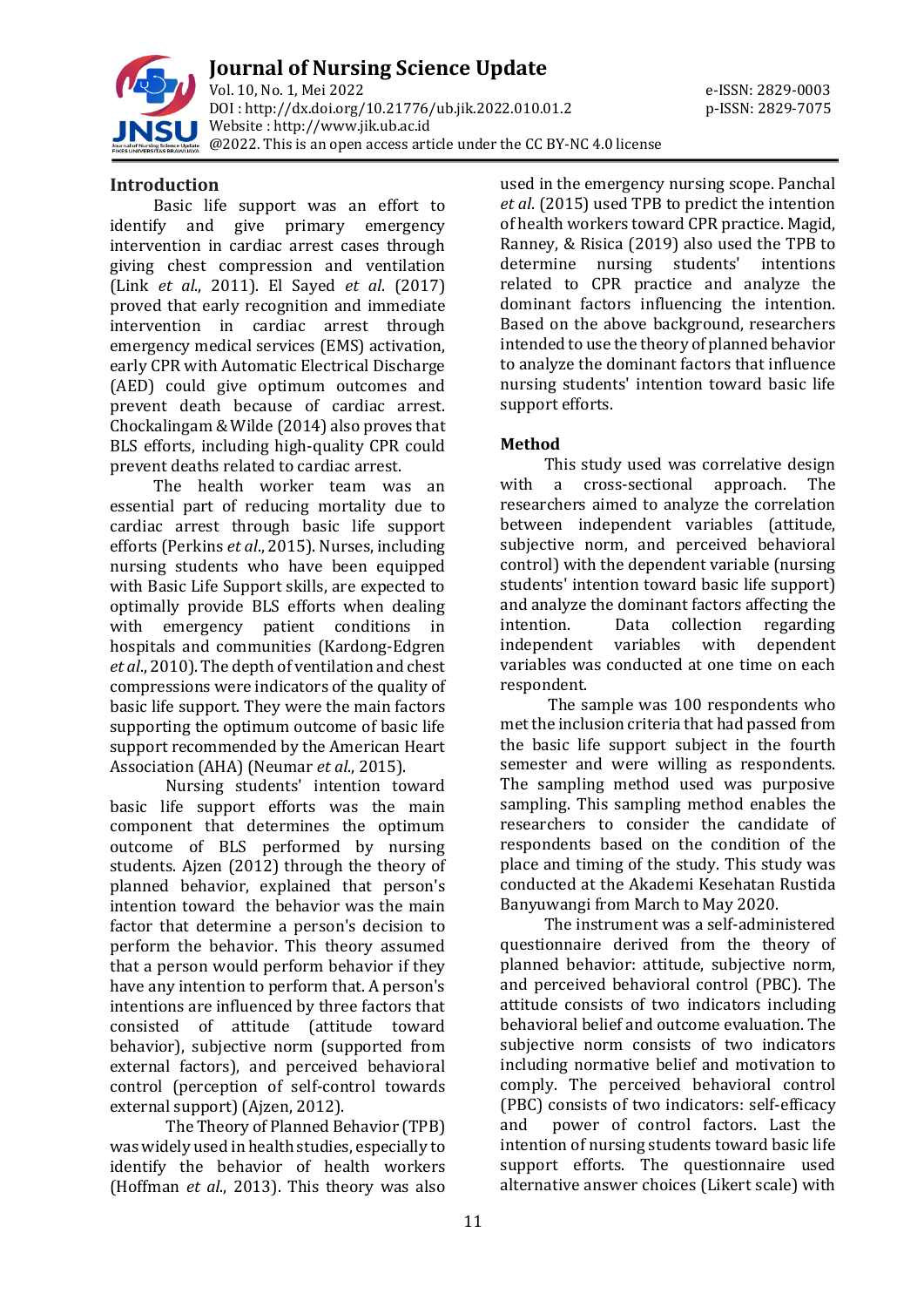## Introduction

Basic life support was an effort to identify and give primary emergency intervention in cardiac arrest cases through giving chest compression and ventilation (Link *et al*., 2011). El Sayed *et al*. (2017) proved that early recognition and immediate intervention in cardiac arrest through emergency medical services (EMS) activation, early CPR with Automatic Electrical Discharge (AED) could give optimum outcomes and prevent death because of cardiac arrest. Chockalingam & Wilde (2014) also proves that BLS efforts, including high-quality CPR could prevent deaths related to cardiac arrest.

The health worker team was an essential part of reducing mortality due to cardiac arrest through basic life support efforts (Perkins *et al*., 2015). Nurses, including nursing students who have been equipped with Basic Life Support skills, are expected to optimally provide BLS efforts when dealing with emergency patient conditions in hospitals and communities (Kardong-Edgren *et al*., 2010). The depth of ventilation and chest compressions were indicators of the quality of basic life support. They were the main factors supporting the optimum outcome of basic life support recommended by the American Heart Association (AHA) (Neumar *et al*., 2015).

Nursing students' intention toward basic life support efforts was the main component that determines the optimum outcome of BLS performed by nursing students. Ajzen (2012) through the theory of planned behavior, explained that person's intention toward the behavior was the main factor that determine a person's decision to perform the behavior. This theory assumed that a person would perform behavior if they have any intention to perform that. A person's intentions are influenced by three factors that consisted of attitude (attitude toward behavior), subjective norm (supported from external factors), and perceived behavioral control (perception of self-control towards external support) (Ajzen, 2012).

The Theory of Planned Behavior (TPB) was widely used in health studies, especially to identify the behavior of health workers (Hoffman *et al*., 2013). This theory was also used in the emergency nursing scope. Panchal *et al*. (2015) used TPB to predict the intention of health workers toward CPR practice. Magid, Ranney, & Risica (2019) also used the TPB to determine nursing students' intentions related to CPR practice and analyze the dominant factors influencing the intention. Based on the above background, researchers intended to use the theory of planned behavior to analyze the dominant factors that influence nursing students' intention toward basic life support efforts.

## Method

This study used was correlative design with a cross-sectional approach. The researchers aimed to analyze the correlation between independent variables (attitude, subjective norm, and perceived behavioral control) with the dependent variable (nursing students' intention toward basic life support) and analyze the dominant factors affecting the intention. Data collection regarding independent variables with dependent variables was conducted at one time on each respondent.

The sample was 100 respondents who met the inclusion criteria that had passed from the basic life support subject in the fourth semester and were willing as respondents. The sampling method used was purposive sampling. This sampling method enables the researchers to consider the candidate of respondents based on the condition of the place and timing of the study. This study was conducted at the Akademi Kesehatan Rustida Banyuwangi from March to May 2020.

The instrument was a self-administered questionnaire derived from the theory of planned behavior: attitude, subjective norm, and perceived behavioral control (PBC). The attitude consists of two indicators including behavioral belief and outcome evaluation. The subjective norm consists of two indicators including normative belief and motivation to comply. The perceived behavioral control (PBC) consists of two indicators: self-efficacy and power of control factors. Last the intention of nursing students toward basic life support efforts. The questionnaire used alternative answer choices (Likert scale) with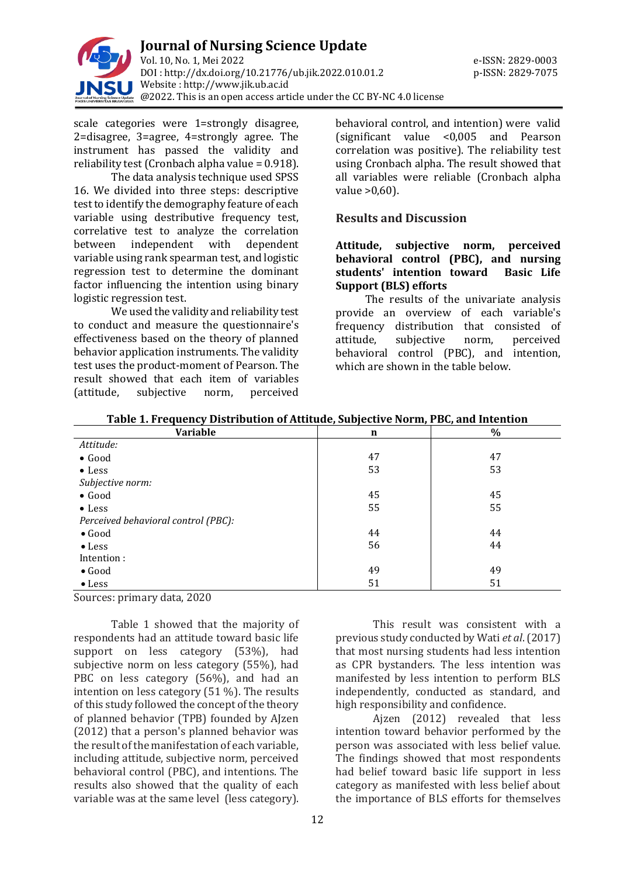scale categories were 1=strongly disagree, 2=disagree, 3=agree, 4=strongly agree. The instrument has passed the validity and reliability test (Cronbach alpha value = 0.918).

The data analysis technique used SPSS 16. We divided into three steps: descriptive test to identify the demography feature of each variable using destributive frequency test, correlative test to analyze the correlation between independent with dependent variable using rank spearman test, and logistic regression test to determine the dominant factor influencing the intention using binary logistic regression test.

We used the validity and reliability test to conduct and measure the questionnaire's effectiveness based on the theory of planned behavior application instruments. The validity test uses the product-moment of Pearson. The result showed that each item of variables (attitude, subjective norm, perceived behavioral control, and intention) were valid (significant value <0,005 and Pearson correlation was positive). The reliability test using Cronbach alpha. The result showed that all variables were reliable (Cronbach alpha value >0,60).

## Results and Discussion

### Attitude, subjective norm, perceived behavioral control (PBC), and nursing students' intention toward Basic Life Support (BLS) efforts

The results of the univariate analysis provide an overview of each variable's frequency distribution that consisted of attitude, subjective norm, perceived behavioral control (PBC), and intention, which are shown in the table below.

**Table 1. Frequency Distribution of Attitude, Subjective Norm, PBC, and Intention**

| Variable | n | % |
|---|---|---|
| *Attitude:* | | |
| • Good | 47 | 47 |
| • Less | 53 | 53 |
| *Subjective norm:* | | |
| • Good | 45 | 45 |
| • Less | 55 | 55 |
| *Perceived behavioral control (PBC):* | | |
| • Good | 44 | 44 |
| • Less | 56 | 44 |
| Intention : | | |
| • Good | 49 | 49 |
| • Less | 51 | 51 |

Sources: primary data, 2020

Table 1 showed that the majority of respondents had an attitude toward basic life support on less category (53%), had subjective norm on less category (55%), had PBC on less category (56%), and had an intention on less category (51 %). The results of this study followed the concept of the theory of planned behavior (TPB) founded by AJzen (2012) that a person's planned behavior was the result of the manifestation of each variable, including attitude, subjective norm, perceived behavioral control (PBC), and intentions. The results also showed that the quality of each variable was at the same level (less category).

This result was consistent with a previous study conducted by Wati *et al*. (2017) that most nursing students had less intention as CPR bystanders. The less intention was manifested by less intention to perform BLS independently, conducted as standard, and high responsibility and confidence.

Ajzen (2012) revealed that less intention toward behavior performed by the person was associated with less belief value. The findings showed that most respondents had belief toward basic life support in less category as manifested with less belief about the importance of BLS efforts for themselves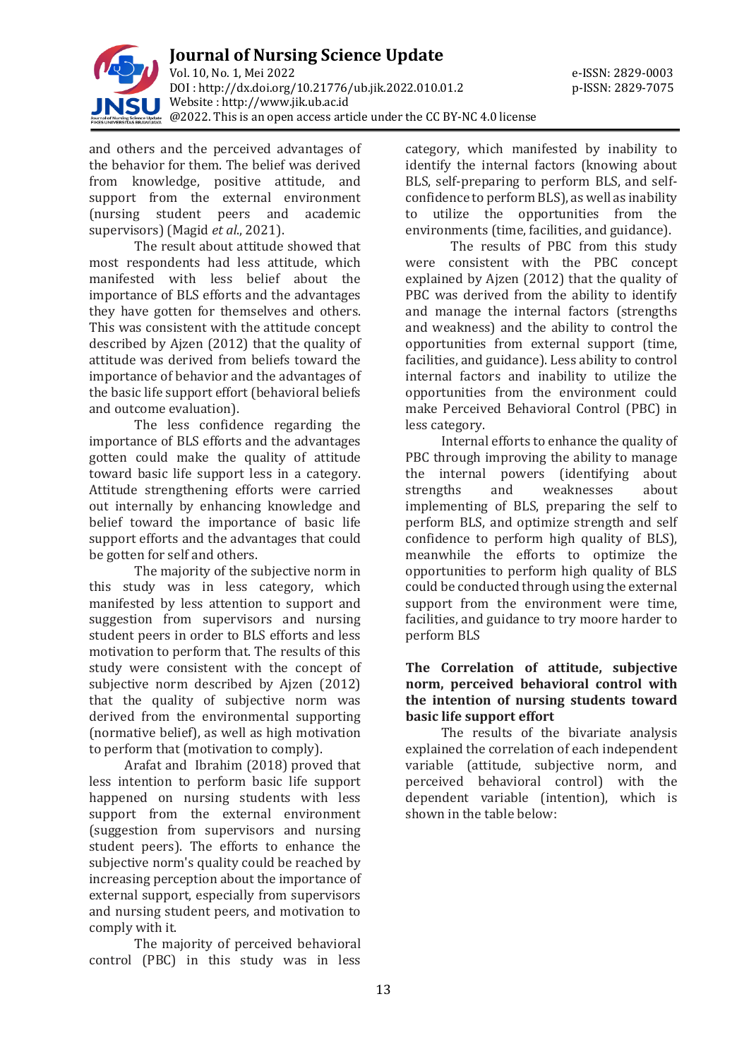and others and the perceived advantages of the behavior for them. The belief was derived from knowledge, positive attitude, and support from the external environment (nursing student peers and academic supervisors) (Magid *et al*., 2021).

The result about attitude showed that most respondents had less attitude, which manifested with less belief about the importance of BLS efforts and the advantages they have gotten for themselves and others. This was consistent with the attitude concept described by Ajzen (2012) that the quality of attitude was derived from beliefs toward the importance of behavior and the advantages of the basic life support effort (behavioral beliefs and outcome evaluation).

The less confidence regarding the importance of BLS efforts and the advantages gotten could make the quality of attitude toward basic life support less in a category. Attitude strengthening efforts were carried out internally by enhancing knowledge and belief toward the importance of basic life support efforts and the advantages that could be gotten for self and others.

The majority of the subjective norm in this study was in less category, which manifested by less attention to support and suggestion from supervisors and nursing student peers in order to BLS efforts and less motivation to perform that. The results of this study were consistent with the concept of subjective norm described by Ajzen (2012) that the quality of subjective norm was derived from the environmental supporting (normative belief), as well as high motivation to perform that (motivation to comply).

Arafat and Ibrahim (2018) proved that less intention to perform basic life support happened on nursing students with less support from the external environment (suggestion from supervisors and nursing student peers). The efforts to enhance the subjective norm's quality could be reached by increasing perception about the importance of external support, especially from supervisors and nursing student peers, and motivation to comply with it.

The majority of perceived behavioral control (PBC) in this study was in less category, which manifested by inability to identify the internal factors (knowing about BLS, self-preparing to perform BLS, and self-confidence to perform BLS), as well as inability to utilize the opportunities from the environments (time, facilities, and guidance).

The results of PBC from this study were consistent with the PBC concept explained by Ajzen (2012) that the quality of PBC was derived from the ability to identify and manage the internal factors (strengths and weakness) and the ability to control the opportunities from external support (time, facilities, and guidance). Less ability to control internal factors and inability to utilize the opportunities from the environment could make Perceived Behavioral Control (PBC) in less category.

Internal efforts to enhance the quality of PBC through improving the ability to manage the internal powers (identifying about strengths and weaknesses about implementing of BLS, preparing the self to perform BLS, and optimize strength and self confidence to perform high quality of BLS), meanwhile the efforts to optimize the opportunities to perform high quality of BLS could be conducted through using the external support from the environment were time, facilities, and guidance to try moore harder to perform BLS

### The Correlation of attitude, subjective norm, perceived behavioral control with the intention of nursing students toward basic life support effort

The results of the bivariate analysis explained the correlation of each independent variable (attitude, subjective norm, and perceived behavioral control) with the dependent variable (intention), which is shown in the table below: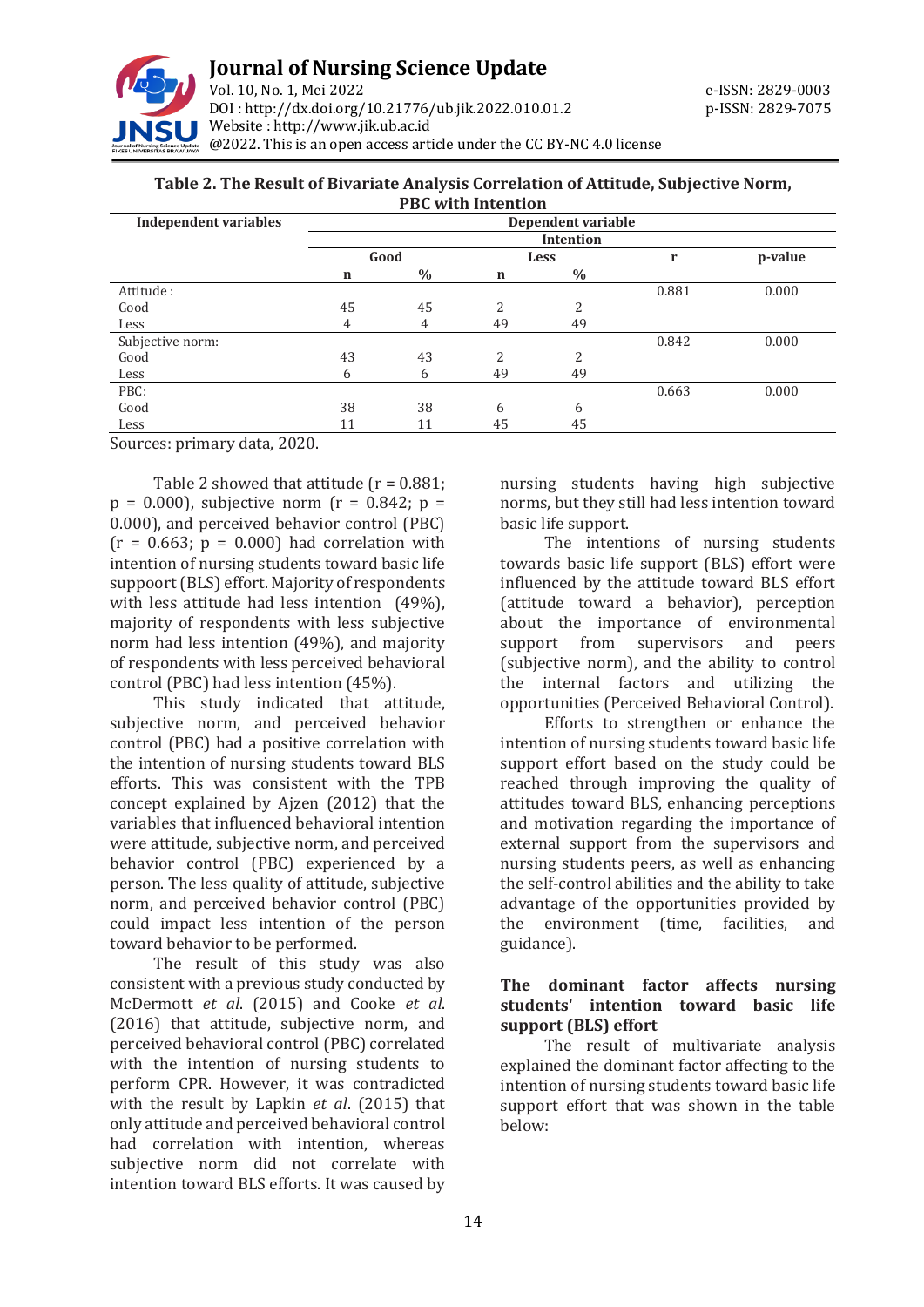**Table 2. The Result of Bivariate Analysis Correlation of Attitude, Subjective Norm, PBC with Intention**

| Independent variables | Dependent variable | | | | | |
|---|---|---|---|---|---|---|
| | Intention | | | | | |
| | Good | | Less | | r | p-value |
| | n | % | n | % | | |
| Attitude : | | | | | 0.881 | 0.000 |
| Good | 45 | 45 | 2 | 2 | | |
| Less | 4 | 4 | 49 | 49 | | |
| Subjective norm: | | | | | 0.842 | 0.000 |
| Good | 43 | 43 | 2 | 2 | | |
| Less | 6 | 6 | 49 | 49 | | |
| PBC: | | | | | 0.663 | 0.000 |
| Good | 38 | 38 | 6 | 6 | | |
| Less | 11 | 11 | 45 | 45 | | |

Sources: primary data, 2020.

Table 2 showed that attitude (r = 0.881; p = 0.000), subjective norm (r = 0.842; p = 0.000), and perceived behavior control (PBC) (r = 0.663; p = 0.000) had correlation with intention of nursing students toward basic life suppoort (BLS) effort. Majority of respondents with less attitude had less intention (49%), majority of respondents with less subjective norm had less intention (49%), and majority of respondents with less perceived behavioral control (PBC) had less intention (45%).

This study indicated that attitude, subjective norm, and perceived behavior control (PBC) had a positive correlation with the intention of nursing students toward BLS efforts. This was consistent with the TPB concept explained by Ajzen (2012) that the variables that influenced behavioral intention were attitude, subjective norm, and perceived behavior control (PBC) experienced by a person. The less quality of attitude, subjective norm, and perceived behavior control (PBC) could impact less intention of the person toward behavior to be performed.

The result of this study was also consistent with a previous study conducted by McDermott *et al*. (2015) and Cooke *et al*. (2016) that attitude, subjective norm, and perceived behavioral control (PBC) correlated with the intention of nursing students to perform CPR. However, it was contradicted with the result by Lapkin *et al*. (2015) that only attitude and perceived behavioral control had correlation with intention, whereas subjective norm did not correlate with intention toward BLS efforts. It was caused by nursing students having high subjective norms, but they still had less intention toward basic life support.

The intentions of nursing students towards basic life support (BLS) effort were influenced by the attitude toward BLS effort (attitude toward a behavior), perception about the importance of environmental support from supervisors and peers (subjective norm), and the ability to control the internal factors and utilizing the opportunities (Perceived Behavioral Control).

Efforts to strengthen or enhance the intention of nursing students toward basic life support effort based on the study could be reached through improving the quality of attitudes toward BLS, enhancing perceptions and motivation regarding the importance of external support from the supervisors and nursing students peers, as well as enhancing the self-control abilities and the ability to take advantage of the opportunities provided by the environment (time, facilities, and guidance).

### The dominant factor affects nursing students' intention toward basic life support (BLS) effort

The result of multivariate analysis explained the dominant factor affecting to the intention of nursing students toward basic life support effort that was shown in the table below: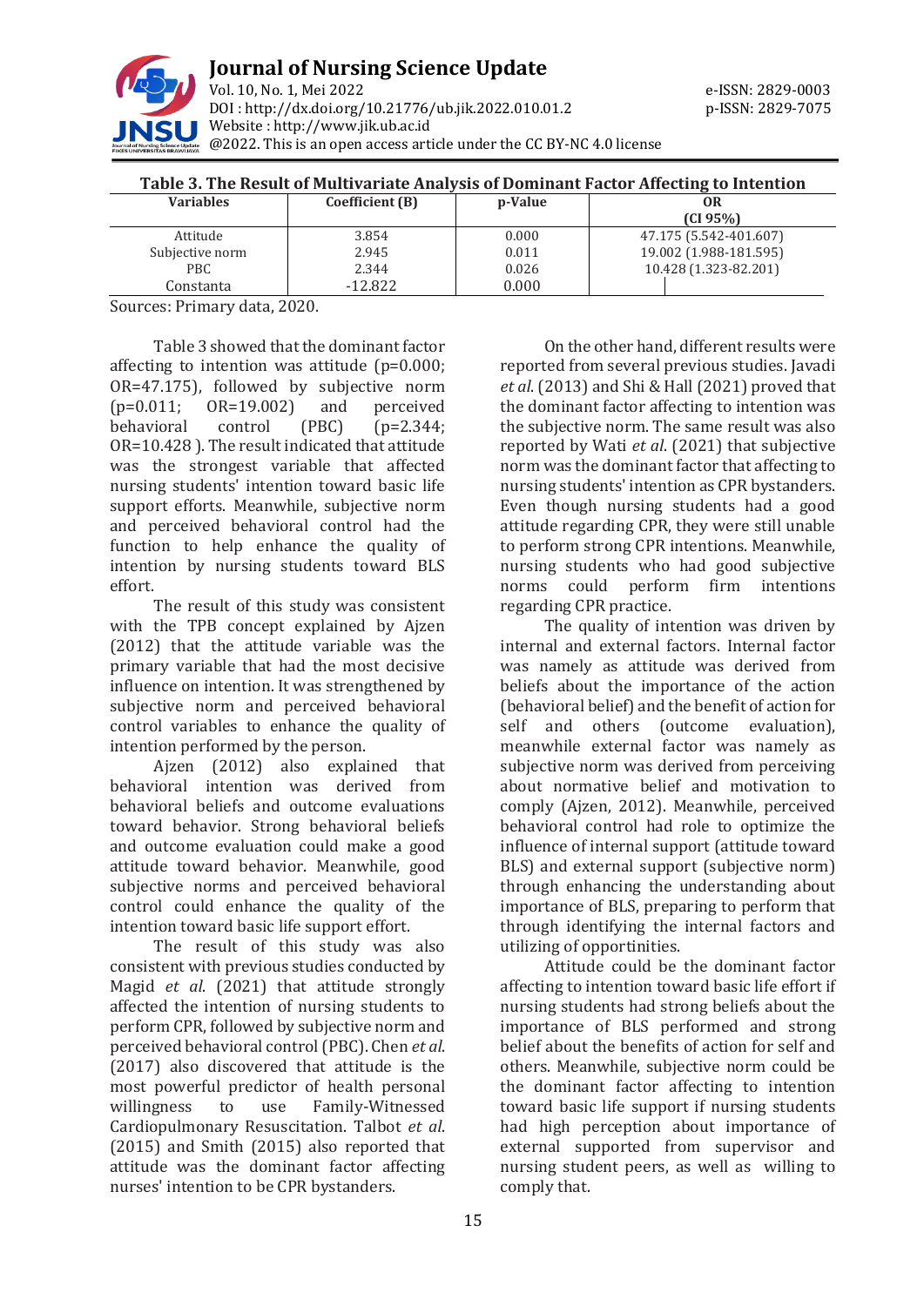**Table 3. The Result of Multivariate Analysis of Dominant Factor Affecting to Intention**

| Variables | Coefficient (B) | p-Value | OR (CI 95%) |
|---|---|---|---|
| Attitude | 3.854 | 0.000 | 47.175 (5.542-401.607) |
| Subjective norm | 2.945 | 0.011 | 19.002 (1.988-181.595) |
| PBC | 2.344 | 0.026 | 10.428 (1.323-82.201) |
| Constanta | -12.822 | 0.000 | |

Sources: Primary data, 2020.

Table 3 showed that the dominant factor affecting to intention was attitude (p=0.000; OR=47.175), followed by subjective norm (p=0.011; OR=19.002) and perceived behavioral control (PBC) (p=2.344; OR=10.428 ). The result indicated that attitude was the strongest variable that affected nursing students' intention toward basic life support efforts. Meanwhile, subjective norm and perceived behavioral control had the function to help enhance the quality of intention by nursing students toward BLS effort.

The result of this study was consistent with the TPB concept explained by Ajzen (2012) that the attitude variable was the primary variable that had the most decisive influence on intention. It was strengthened by subjective norm and perceived behavioral control variables to enhance the quality of intention performed by the person.

Ajzen (2012) also explained that behavioral intention was derived from behavioral beliefs and outcome evaluations toward behavior. Strong behavioral beliefs and outcome evaluation could make a good attitude toward behavior. Meanwhile, good subjective norms and perceived behavioral control could enhance the quality of the intention toward basic life support effort.

The result of this study was also consistent with previous studies conducted by Magid *et al*. (2021) that attitude strongly affected the intention of nursing students to perform CPR, followed by subjective norm and perceived behavioral control (PBC). Chen *et al*. (2017) also discovered that attitude is the most powerful predictor of health personal willingness to use Family-Witnessed Cardiopulmonary Resuscitation. Talbot *et al*. (2015) and Smith (2015) also reported that attitude was the dominant factor affecting nurses' intention to be CPR bystanders.

On the other hand, different results were reported from several previous studies. Javadi *et al*. (2013) and Shi & Hall (2021) proved that the dominant factor affecting to intention was the subjective norm. The same result was also reported by Wati *et al*. (2021) that subjective norm was the dominant factor that affecting to nursing students' intention as CPR bystanders. Even though nursing students had a good attitude regarding CPR, they were still unable to perform strong CPR intentions. Meanwhile, nursing students who had good subjective norms could perform firm intentions regarding CPR practice.

The quality of intention was driven by internal and external factors. Internal factor was namely as attitude was derived from beliefs about the importance of the action (behavioral belief) and the benefit of action for self and others (outcome evaluation), meanwhile external factor was namely as subjective norm was derived from perceiving about normative belief and motivation to comply (Ajzen, 2012). Meanwhile, perceived behavioral control had role to optimize the influence of internal support (attitude toward BLS) and external support (subjective norm) through enhancing the understanding about importance of BLS, preparing to perform that through identifying the internal factors and utilizing of opportinities.

Attitude could be the dominant factor affecting to intention toward basic life effort if nursing students had strong beliefs about the importance of BLS performed and strong belief about the benefits of action for self and others. Meanwhile, subjective norm could be the dominant factor affecting to intention toward basic life support if nursing students had high perception about importance of external supported from supervisor and nursing student peers, as well as willing to comply that.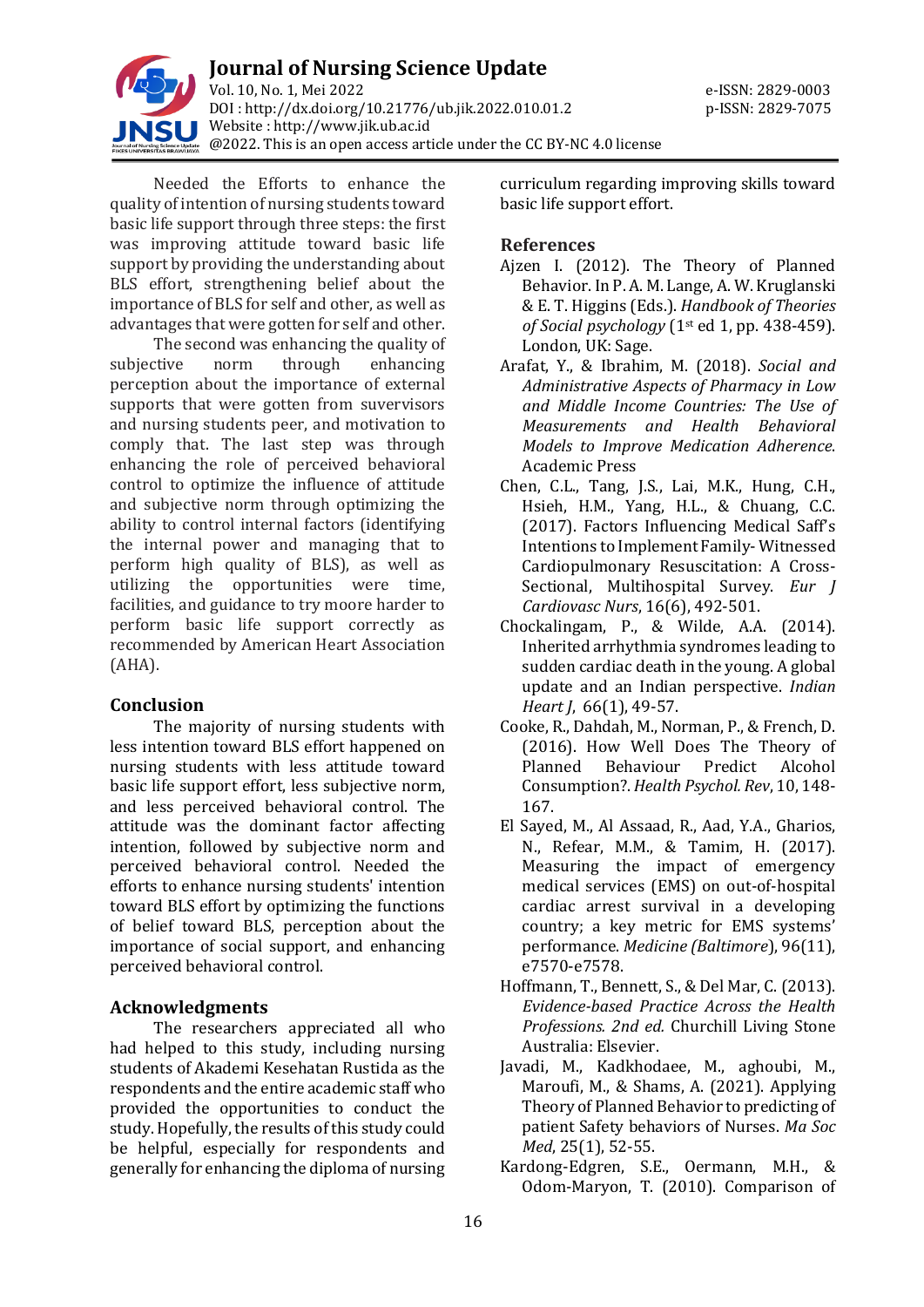Needed the Efforts to enhance the quality of intention of nursing students toward basic life support through three steps: the first was improving attitude toward basic life support by providing the understanding about BLS effort, strengthening belief about the importance of BLS for self and other, as well as advantages that were gotten for self and other.

The second was enhancing the quality of subjective norm through enhancing perception about the importance of external supports that were gotten from suvervisors and nursing students peer, and motivation to comply that. The last step was through enhancing the role of perceived behavioral control to optimize the influence of attitude and subjective norm through optimizing the ability to control internal factors (identifying the internal power and managing that to perform high quality of BLS), as well as utilizing the opportunities were time, facilities, and guidance to try moore harder to perform basic life support correctly as recommended by American Heart Association (AHA).

## Conclusion

The majority of nursing students with less intention toward BLS effort happened on nursing students with less attitude toward basic life support effort, less subjective norm, and less perceived behavioral control. The attitude was the dominant factor affecting intention, followed by subjective norm and perceived behavioral control. Needed the efforts to enhance nursing students' intention toward BLS effort by optimizing the functions of belief toward BLS, perception about the importance of social support, and enhancing perceived behavioral control.

## Acknowledgments

The researchers appreciated all who had helped to this study, including nursing students of Akademi Kesehatan Rustida as the respondents and the entire academic staff who provided the opportunities to conduct the study. Hopefully, the results of this study could be helpful, especially for respondents and generally for enhancing the diploma of nursing curriculum regarding improving skills toward basic life support effort.

## References

Ajzen I. (2012). The Theory of Planned Behavior. In P. A. M. Lange, A. W. Kruglanski & E. T. Higgins (Eds.). *Handbook of Theories of Social psychology* (1st ed 1, pp. 438-459). London, UK: Sage.

Arafat, Y., & Ibrahim, M. (2018). *Social and Administrative Aspects of Pharmacy in Low and Middle Income Countries: The Use of Measurements and Health Behavioral Models to Improve Medication Adherence*. Academic Press

Chen, C.L., Tang, J.S., Lai, M.K., Hung, C.H., Hsieh, H.M., Yang, H.L., & Chuang, C.C. (2017). Factors Influencing Medical Saff's Intentions to Implement Family- Witnessed Cardiopulmonary Resuscitation: A Cross-Sectional, Multihospital Survey. *Eur J Cardiovasc Nurs*, 16(6), 492-501.

Chockalingam, P., & Wilde, A.A. (2014). Inherited arrhythmia syndromes leading to sudden cardiac death in the young. A global update and an Indian perspective. *Indian Heart J*, 66(1), 49-57.

Cooke, R., Dahdah, M., Norman, P., & French, D. (2016). How Well Does The Theory of Planned Behaviour Predict Alcohol Consumption?. *Health Psychol. Rev*, 10, 148-167.

El Sayed, M., Al Assaad, R., Aad, Y.A., Gharios, N., Refear, M.M., & Tamim, H. (2017). Measuring the impact of emergency medical services (EMS) on out-of-hospital cardiac arrest survival in a developing country; a key metric for EMS systems' performance. *Medicine (Baltimore*), 96(11), e7570-e7578.

Hoffmann, T., Bennett, S., & Del Mar, C. (2013). *Evidence-based Practice Across the Health Professions. 2nd ed.* Churchill Living Stone Australia: Elsevier.

Javadi, M., Kadkhodaee, M., aghoubi, M., Maroufi, M., & Shams, A. (2021). Applying Theory of Planned Behavior to predicting of patient Safety behaviors of Nurses. *Ma Soc Med*, 25(1), 52-55.

Kardong-Edgren, S.E., Oermann, M.H., & Odom-Maryon, T. (2010). Comparison of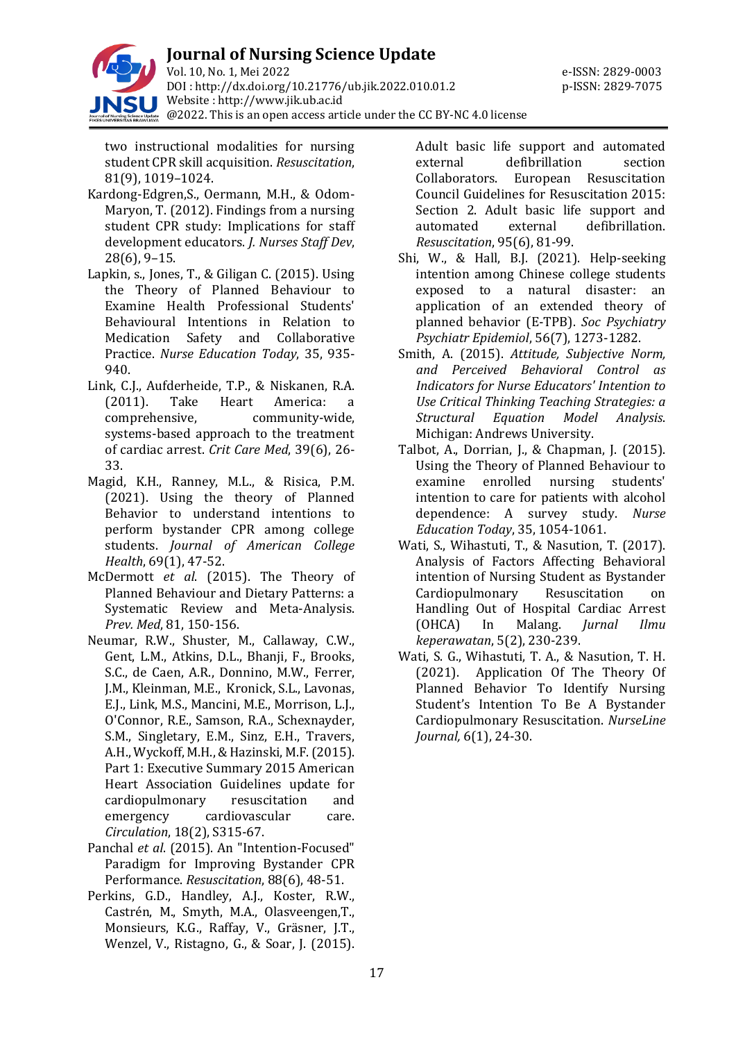two instructional modalities for nursing student CPR skill acquisition. *Resuscitation*, 81(9), 1019–1024.

Kardong-Edgren,S., Oermann, M.H., & Odom-Maryon, T. (2012). Findings from a nursing student CPR study: Implications for staff development educators. *J. Nurses Staff Dev*, 28(6), 9–15.

Lapkin, s., Jones, T., & Giligan C. (2015). Using the Theory of Planned Behaviour to Examine Health Professional Students' Behavioural Intentions in Relation to Medication Safety and Collaborative Practice. *Nurse Education Today*, 35, 935-940.

Link, C.J., Aufderheide, T.P., & Niskanen, R.A. (2011). Take Heart America: a comprehensive, community-wide, systems-based approach to the treatment of cardiac arrest. *Crit Care Med*, 39(6), 26-33.

Magid, K.H., Ranney, M.L., & Risica, P.M. (2021). Using the theory of Planned Behavior to understand intentions to perform bystander CPR among college students. *Journal of American College Health*, 69(1), 47-52.

McDermott *et al*. (2015). The Theory of Planned Behaviour and Dietary Patterns: a Systematic Review and Meta-Analysis. *Prev. Med*, 81, 150-156.

Neumar, R.W., Shuster, M., Callaway, C.W., Gent, L.M., Atkins, D.L., Bhanji, F., Brooks, S.C., de Caen, A.R., Donnino, M.W., Ferrer, J.M., Kleinman, M.E., Kronick, S.L., Lavonas, E.J., Link, M.S., Mancini, M.E., Morrison, L.J., O'Connor, R.E., Samson, R.A., Schexnayder, S.M., Singletary, E.M., Sinz, E.H., Travers, A.H., Wyckoff, M.H., & Hazinski, M.F. (2015). Part 1: Executive Summary 2015 American Heart Association Guidelines update for cardiopulmonary resuscitation and emergency cardiovascular care. *Circulation*, 18(2), S315-67.

Panchal *et al*. (2015). An "Intention-Focused" Paradigm for Improving Bystander CPR Performance. *Resuscitation*, 88(6), 48-51.

Perkins, G.D., Handley, A.J., Koster, R.W., Castrén, M., Smyth, M.A., Olasveengen,T., Monsieurs, K.G., Raffay, V., Gräsner, J.T., Wenzel, V., Ristagno, G., & Soar, J. (2015). Adult basic life support and automated external defibrillation section Collaborators. European Resuscitation Council Guidelines for Resuscitation 2015: Section 2. Adult basic life support and automated external defibrillation. *Resuscitation*, 95(6), 81-99.

Shi, W., & Hall, B.J. (2021). Help-seeking intention among Chinese college students exposed to a natural disaster: an application of an extended theory of planned behavior (E-TPB). *Soc Psychiatry Psychiatr Epidemiol*, 56(7), 1273-1282.

Smith, A. (2015). *Attitude, Subjective Norm, and Perceived Behavioral Control as Indicators for Nurse Educators' Intention to Use Critical Thinking Teaching Strategies: a Structural Equation Model Analysis*. Michigan: Andrews University.

Talbot, A., Dorrian, J., & Chapman, J. (2015). Using the Theory of Planned Behaviour to examine enrolled nursing students' intention to care for patients with alcohol dependence: A survey study. *Nurse Education Today*, 35, 1054-1061.

Wati, S., Wihastuti, T., & Nasution, T. (2017). Analysis of Factors Affecting Behavioral intention of Nursing Student as Bystander Cardiopulmonary Resuscitation on Handling Out of Hospital Cardiac Arrest (OHCA) In Malang. *Jurnal Ilmu keperawatan*, 5(2), 230-239.

Wati, S. G., Wihastuti, T. A., & Nasution, T. H. (2021). Application Of The Theory Of Planned Behavior To Identify Nursing Student's Intention To Be A Bystander Cardiopulmonary Resuscitation. *NurseLine Journal*, 6(1), 24-30.